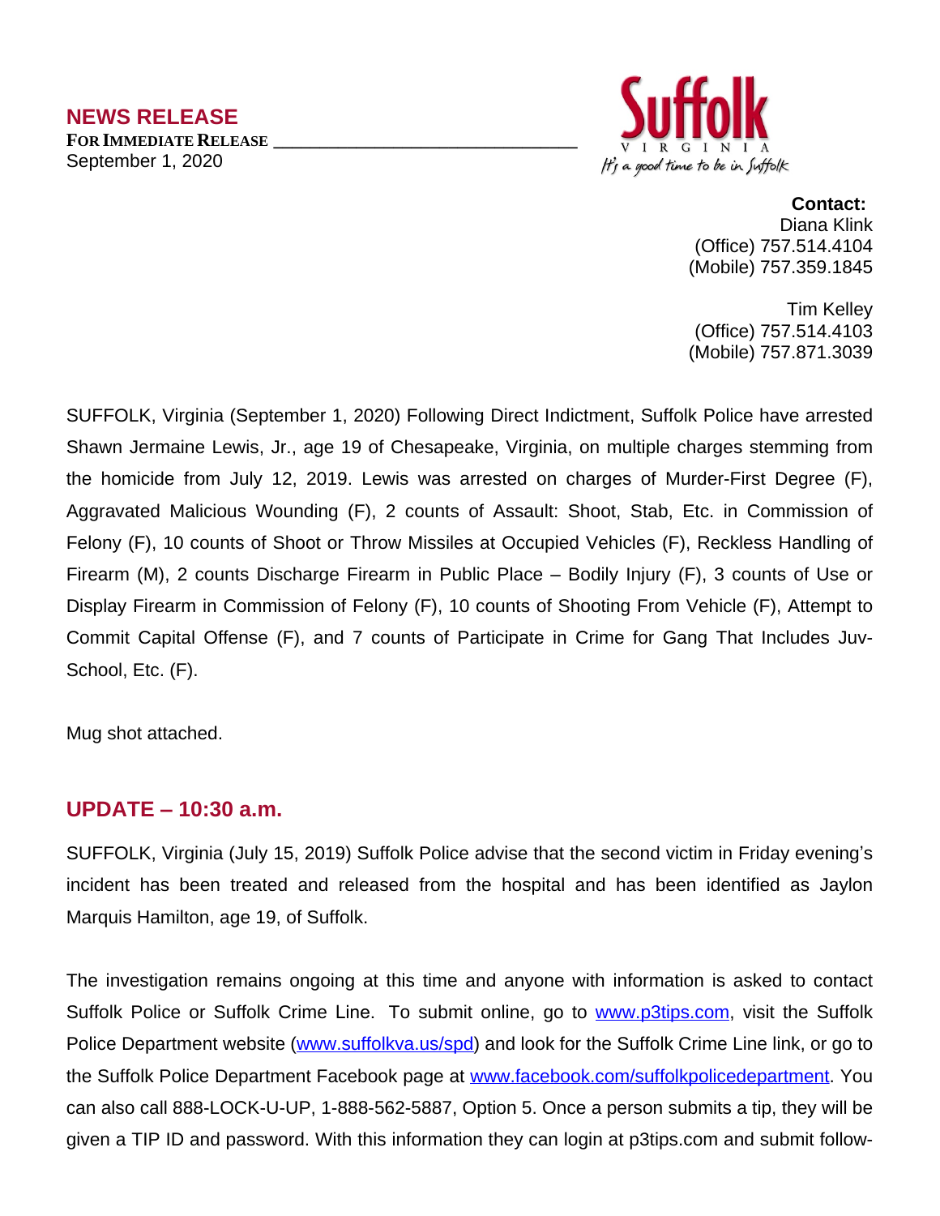## NEWS RELEASE

**FOR IMMEDIATE RELEASE**
September 1, 2020

Suffolk
VIRGINIA
It's a good time to be in Suffolk

**Contact:**
Diana Klink
(Office) 757.514.4104
(Mobile) 757.359.1845

Tim Kelley
(Office) 757.514.4103
(Mobile) 757.871.3039

SUFFOLK, Virginia (September 1, 2020) Following Direct Indictment, Suffolk Police have arrested Shawn Jermaine Lewis, Jr., age 19 of Chesapeake, Virginia, on multiple charges stemming from the homicide from July 12, 2019. Lewis was arrested on charges of Murder-First Degree (F), Aggravated Malicious Wounding (F), 2 counts of Assault: Shoot, Stab, Etc. in Commission of Felony (F), 10 counts of Shoot or Throw Missiles at Occupied Vehicles (F), Reckless Handling of Firearm (M), 2 counts Discharge Firearm in Public Place – Bodily Injury (F), 3 counts of Use or Display Firearm in Commission of Felony (F), 10 counts of Shooting From Vehicle (F), Attempt to Commit Capital Offense (F), and 7 counts of Participate in Crime for Gang That Includes Juv-School, Etc. (F).

Mug shot attached.

## UPDATE – 10:30 a.m.

SUFFOLK, Virginia (July 15, 2019) Suffolk Police advise that the second victim in Friday evening's incident has been treated and released from the hospital and has been identified as Jaylon Marquis Hamilton, age 19, of Suffolk.

The investigation remains ongoing at this time and anyone with information is asked to contact Suffolk Police or Suffolk Crime Line. To submit online, go to www.p3tips.com, visit the Suffolk Police Department website (www.suffolkva.us/spd) and look for the Suffolk Crime Line link, or go to the Suffolk Police Department Facebook page at www.facebook.com/suffolkpolicedepartment. You can also call 888-LOCK-U-UP, 1-888-562-5887, Option 5. Once a person submits a tip, they will be given a TIP ID and password. With this information they can login at p3tips.com and submit follow-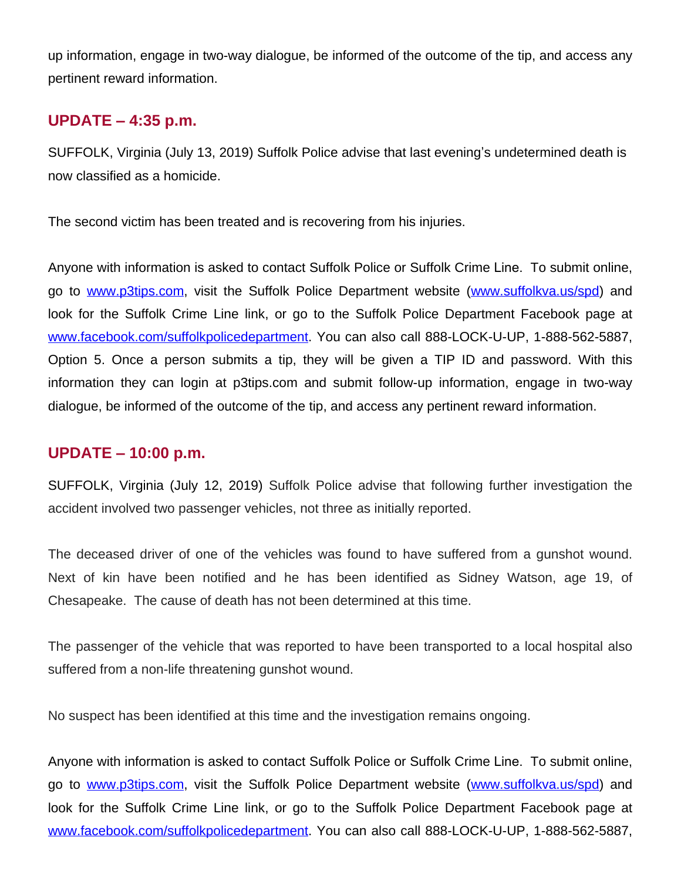up information, engage in two-way dialogue, be informed of the outcome of the tip, and access any pertinent reward information.

## UPDATE – 4:35 p.m.

SUFFOLK, Virginia (July 13, 2019) Suffolk Police advise that last evening's undetermined death is now classified as a homicide.

The second victim has been treated and is recovering from his injuries.

Anyone with information is asked to contact Suffolk Police or Suffolk Crime Line. To submit online, go to [www.p3tips.com](http://www.p3tips.com), visit the Suffolk Police Department website ([www.suffolkva.us/spd](http://www.suffolkva.us/spd)) and look for the Suffolk Crime Line link, or go to the Suffolk Police Department Facebook page at [www.facebook.com/suffolkpolicedepartment](http://www.facebook.com/suffolkpolicedepartment). You can also call 888-LOCK-U-UP, 1-888-562-5887, Option 5. Once a person submits a tip, they will be given a TIP ID and password. With this information they can login at p3tips.com and submit follow-up information, engage in two-way dialogue, be informed of the outcome of the tip, and access any pertinent reward information.

## UPDATE – 10:00 p.m.

SUFFOLK, Virginia (July 12, 2019) Suffolk Police advise that following further investigation the accident involved two passenger vehicles, not three as initially reported.

The deceased driver of one of the vehicles was found to have suffered from a gunshot wound. Next of kin have been notified and he has been identified as Sidney Watson, age 19, of Chesapeake. The cause of death has not been determined at this time.

The passenger of the vehicle that was reported to have been transported to a local hospital also suffered from a non-life threatening gunshot wound.

No suspect has been identified at this time and the investigation remains ongoing.

Anyone with information is asked to contact Suffolk Police or Suffolk Crime Line. To submit online, go to [www.p3tips.com](http://www.p3tips.com), visit the Suffolk Police Department website ([www.suffolkva.us/spd](http://www.suffolkva.us/spd)) and look for the Suffolk Crime Line link, or go to the Suffolk Police Department Facebook page at [www.facebook.com/suffolkpolicedepartment](http://www.facebook.com/suffolkpolicedepartment). You can also call 888-LOCK-U-UP, 1-888-562-5887,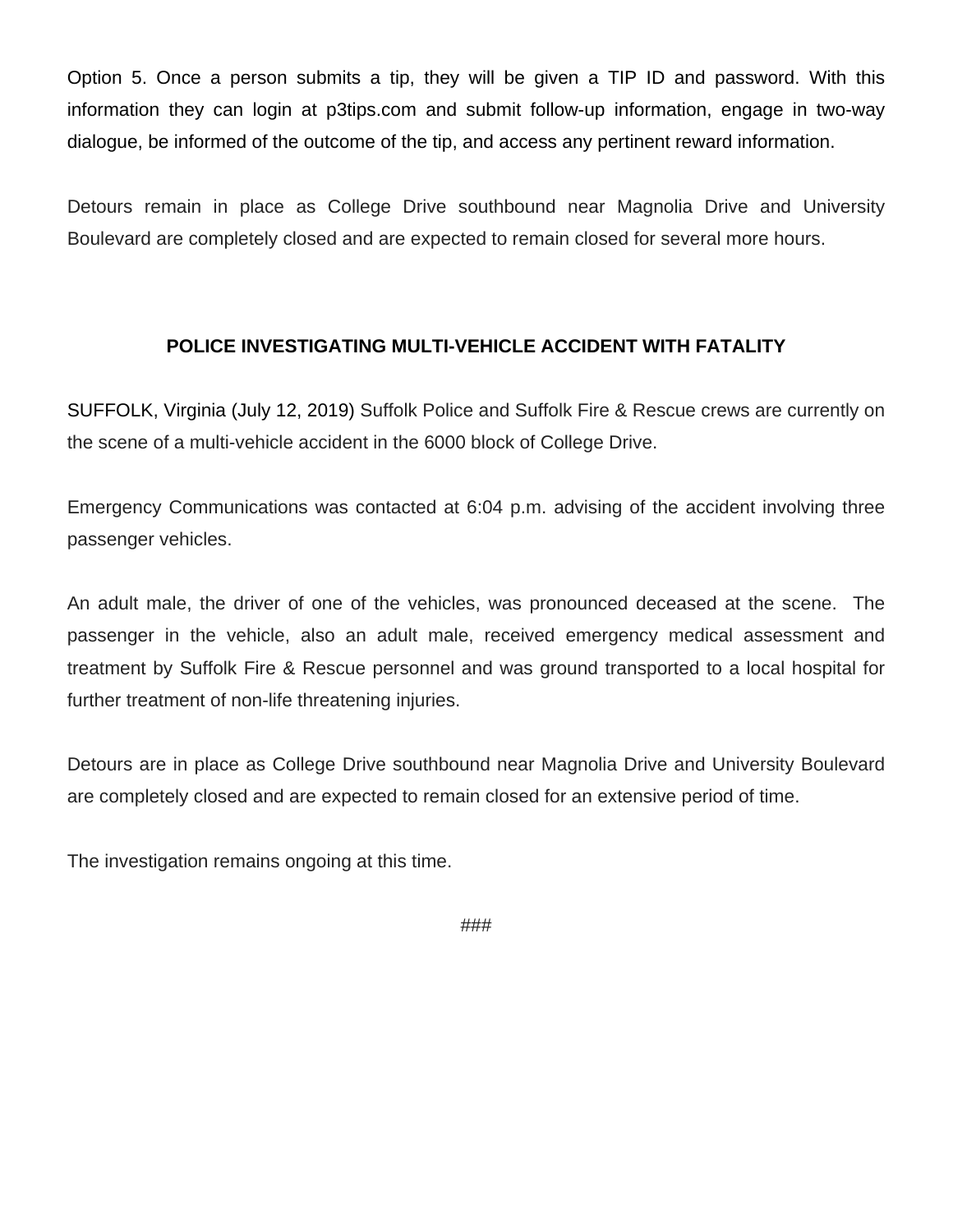Option 5. Once a person submits a tip, they will be given a TIP ID and password. With this information they can login at p3tips.com and submit follow-up information, engage in two-way dialogue, be informed of the outcome of the tip, and access any pertinent reward information.

Detours remain in place as College Drive southbound near Magnolia Drive and University Boulevard are completely closed and are expected to remain closed for several more hours.

## POLICE INVESTIGATING MULTI-VEHICLE ACCIDENT WITH FATALITY

SUFFOLK, Virginia (July 12, 2019) Suffolk Police and Suffolk Fire & Rescue crews are currently on the scene of a multi-vehicle accident in the 6000 block of College Drive.

Emergency Communications was contacted at 6:04 p.m. advising of the accident involving three passenger vehicles.

An adult male, the driver of one of the vehicles, was pronounced deceased at the scene. The passenger in the vehicle, also an adult male, received emergency medical assessment and treatment by Suffolk Fire & Rescue personnel and was ground transported to a local hospital for further treatment of non-life threatening injuries.

Detours are in place as College Drive southbound near Magnolia Drive and University Boulevard are completely closed and are expected to remain closed for an extensive period of time.

The investigation remains ongoing at this time.

###